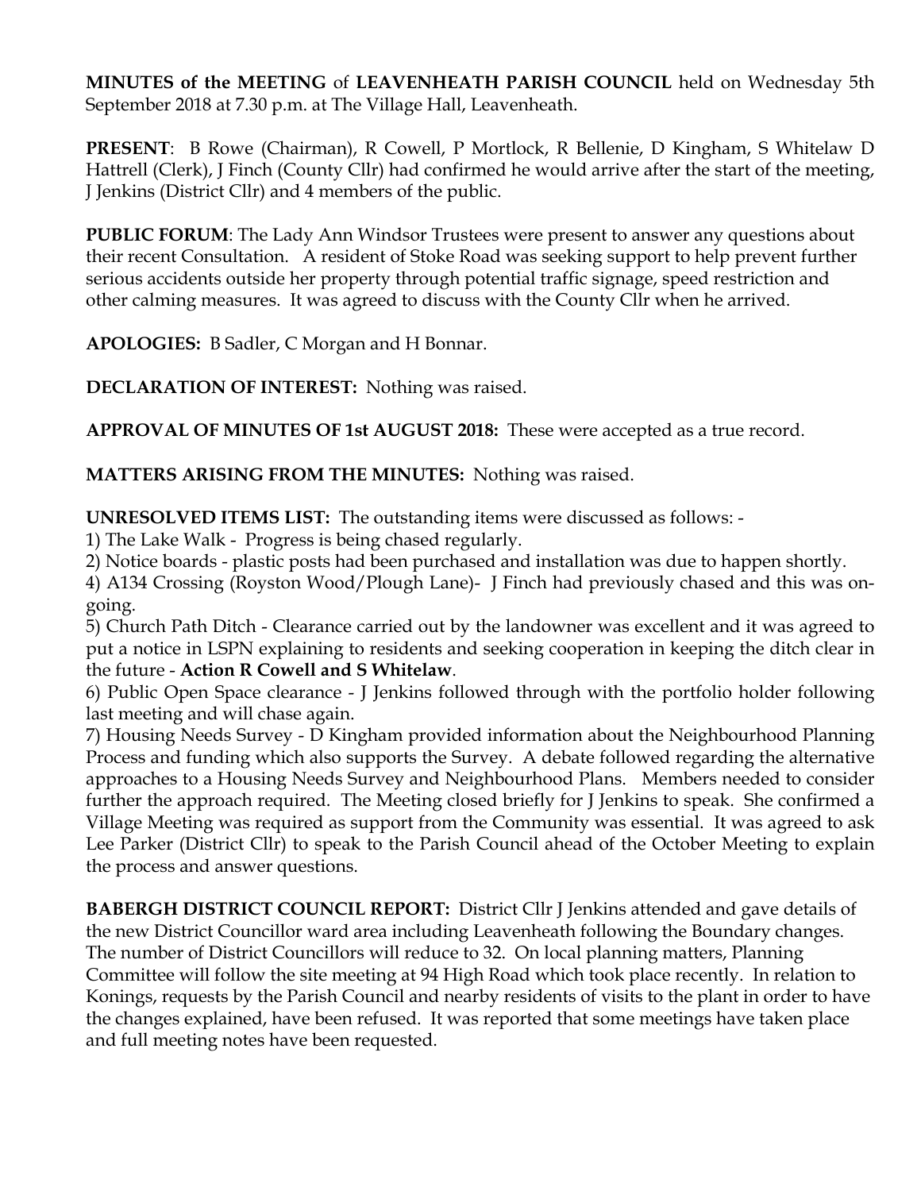**MINUTES of the MEETING** of **LEAVENHEATH PARISH COUNCIL** held on Wednesday 5th September 2018 at 7.30 p.m. at The Village Hall, Leavenheath.

**PRESENT**: B Rowe (Chairman), R Cowell, P Mortlock, R Bellenie, D Kingham, S Whitelaw D Hattrell (Clerk), J Finch (County Cllr) had confirmed he would arrive after the start of the meeting, J Jenkins (District Cllr) and 4 members of the public.

**PUBLIC FORUM**: The Lady Ann Windsor Trustees were present to answer any questions about their recent Consultation. A resident of Stoke Road was seeking support to help prevent further serious accidents outside her property through potential traffic signage, speed restriction and other calming measures. It was agreed to discuss with the County Cllr when he arrived.

**APOLOGIES:** B Sadler, C Morgan and H Bonnar.

**DECLARATION OF INTEREST:** Nothing was raised.

**APPROVAL OF MINUTES OF 1st AUGUST 2018:** These were accepted as a true record.

**MATTERS ARISING FROM THE MINUTES:** Nothing was raised.

**UNRESOLVED ITEMS LIST:** The outstanding items were discussed as follows: -

1) The Lake Walk - Progress is being chased regularly.
2) Notice boards - plastic posts had been purchased and installation was due to happen shortly.
4) A134 Crossing (Royston Wood/Plough Lane)- J Finch had previously chased and this was on-going.
5) Church Path Ditch - Clearance carried out by the landowner was excellent and it was agreed to put a notice in LSPN explaining to residents and seeking cooperation in keeping the ditch clear in the future - **Action R Cowell and S Whitelaw**.
6) Public Open Space clearance - J Jenkins followed through with the portfolio holder following last meeting and will chase again.
7) Housing Needs Survey - D Kingham provided information about the Neighbourhood Planning Process and funding which also supports the Survey. A debate followed regarding the alternative approaches to a Housing Needs Survey and Neighbourhood Plans. Members needed to consider further the approach required. The Meeting closed briefly for J Jenkins to speak. She confirmed a Village Meeting was required as support from the Community was essential. It was agreed to ask Lee Parker (District Cllr) to speak to the Parish Council ahead of the October Meeting to explain the process and answer questions.

**BABERGH DISTRICT COUNCIL REPORT:** District Cllr J Jenkins attended and gave details of the new District Councillor ward area including Leavenheath following the Boundary changes. The number of District Councillors will reduce to 32. On local planning matters, Planning Committee will follow the site meeting at 94 High Road which took place recently. In relation to Konings, requests by the Parish Council and nearby residents of visits to the plant in order to have the changes explained, have been refused. It was reported that some meetings have taken place and full meeting notes have been requested.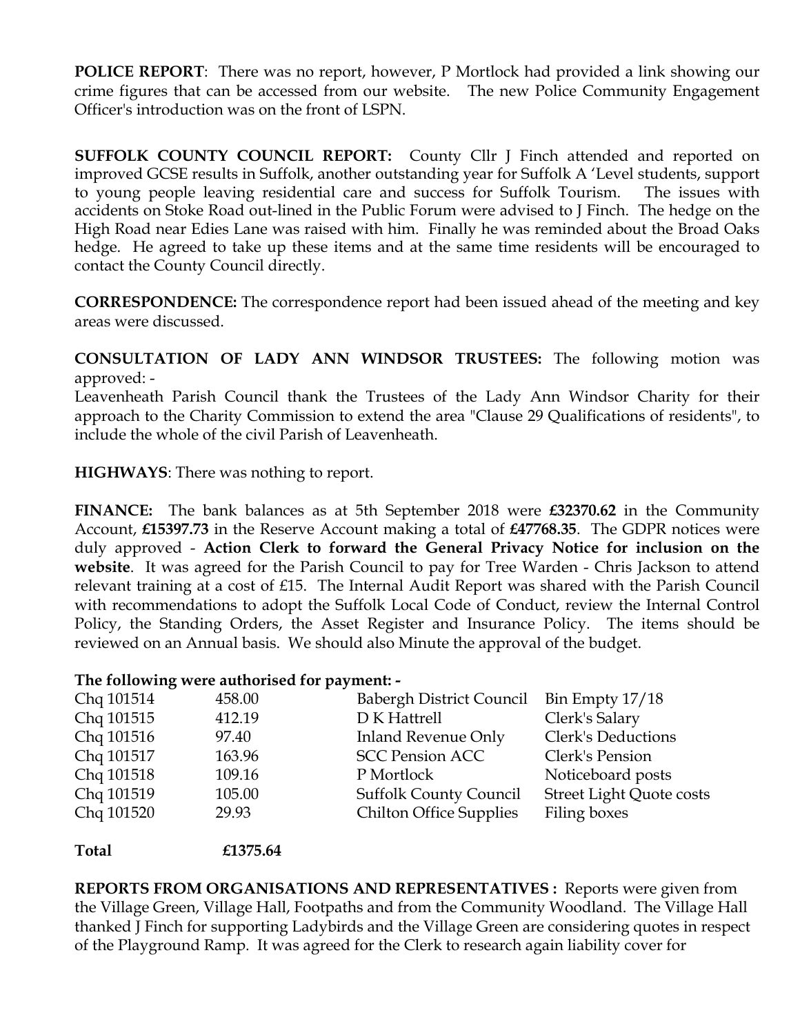**POLICE REPORT**: There was no report, however, P Mortlock had provided a link showing our crime figures that can be accessed from our website. The new Police Community Engagement Officer's introduction was on the front of LSPN.

**SUFFOLK COUNTY COUNCIL REPORT:** County Cllr J Finch attended and reported on improved GCSE results in Suffolk, another outstanding year for Suffolk A 'Level students, support to young people leaving residential care and success for Suffolk Tourism. The issues with accidents on Stoke Road out-lined in the Public Forum were advised to J Finch. The hedge on the High Road near Edies Lane was raised with him. Finally he was reminded about the Broad Oaks hedge. He agreed to take up these items and at the same time residents will be encouraged to contact the County Council directly.

**CORRESPONDENCE:** The correspondence report had been issued ahead of the meeting and key areas were discussed.

**CONSULTATION OF LADY ANN WINDSOR TRUSTEES:** The following motion was approved: -
Leavenheath Parish Council thank the Trustees of the Lady Ann Windsor Charity for their approach to the Charity Commission to extend the area "Clause 29 Qualifications of residents", to include the whole of the civil Parish of Leavenheath.

**HIGHWAYS**: There was nothing to report.

**FINANCE:** The bank balances as at 5th September 2018 were **£32370.62** in the Community Account, **£15397.73** in the Reserve Account making a total of **£47768.35**. The GDPR notices were duly approved - **Action Clerk to forward the General Privacy Notice for inclusion on the website**. It was agreed for the Parish Council to pay for Tree Warden - Chris Jackson to attend relevant training at a cost of £15. The Internal Audit Report was shared with the Parish Council with recommendations to adopt the Suffolk Local Code of Conduct, review the Internal Control Policy, the Standing Orders, the Asset Register and Insurance Policy. The items should be reviewed on an Annual basis. We should also Minute the approval of the budget.

**The following were authorised for payment: -**

| | | | |
|---|---|---|---|
| Chq 101514 | 458.00 | Babergh District Council | Bin Empty 17/18 |
| Chq 101515 | 412.19 | D K Hattrell | Clerk's Salary |
| Chq 101516 | 97.40 | Inland Revenue Only | Clerk's Deductions |
| Chq 101517 | 163.96 | SCC Pension ACC | Clerk's Pension |
| Chq 101518 | 109.16 | P Mortlock | Noticeboard posts |
| Chq 101519 | 105.00 | Suffolk County Council | Street Light Quote costs |
| Chq 101520 | 29.93 | Chilton Office Supplies | Filing boxes |
| **Total** | **£1375.64** | | |

**REPORTS FROM ORGANISATIONS AND REPRESENTATIVES :** Reports were given from the Village Green, Village Hall, Footpaths and from the Community Woodland. The Village Hall thanked J Finch for supporting Ladybirds and the Village Green are considering quotes in respect of the Playground Ramp. It was agreed for the Clerk to research again liability cover for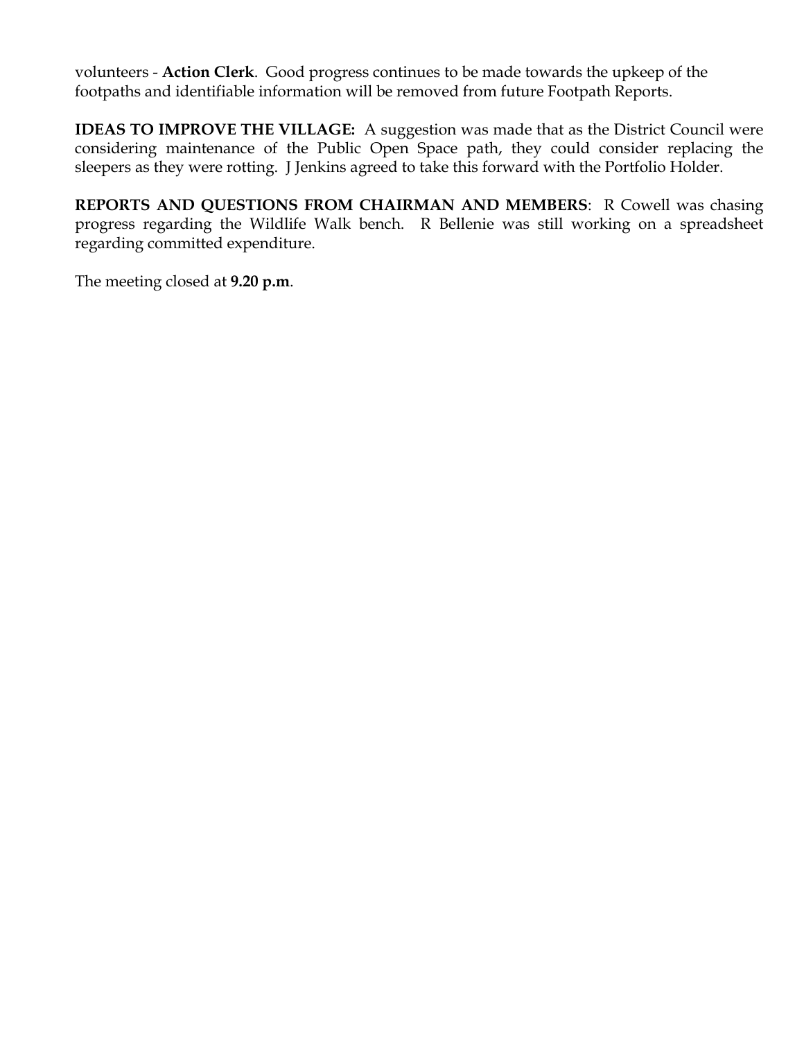volunteers - **Action Clerk**. Good progress continues to be made towards the upkeep of the footpaths and identifiable information will be removed from future Footpath Reports.

**IDEAS TO IMPROVE THE VILLAGE:** A suggestion was made that as the District Council were considering maintenance of the Public Open Space path, they could consider replacing the sleepers as they were rotting. J Jenkins agreed to take this forward with the Portfolio Holder.

**REPORTS AND QUESTIONS FROM CHAIRMAN AND MEMBERS**: R Cowell was chasing progress regarding the Wildlife Walk bench. R Bellenie was still working on a spreadsheet regarding committed expenditure.

The meeting closed at **9.20 p.m**.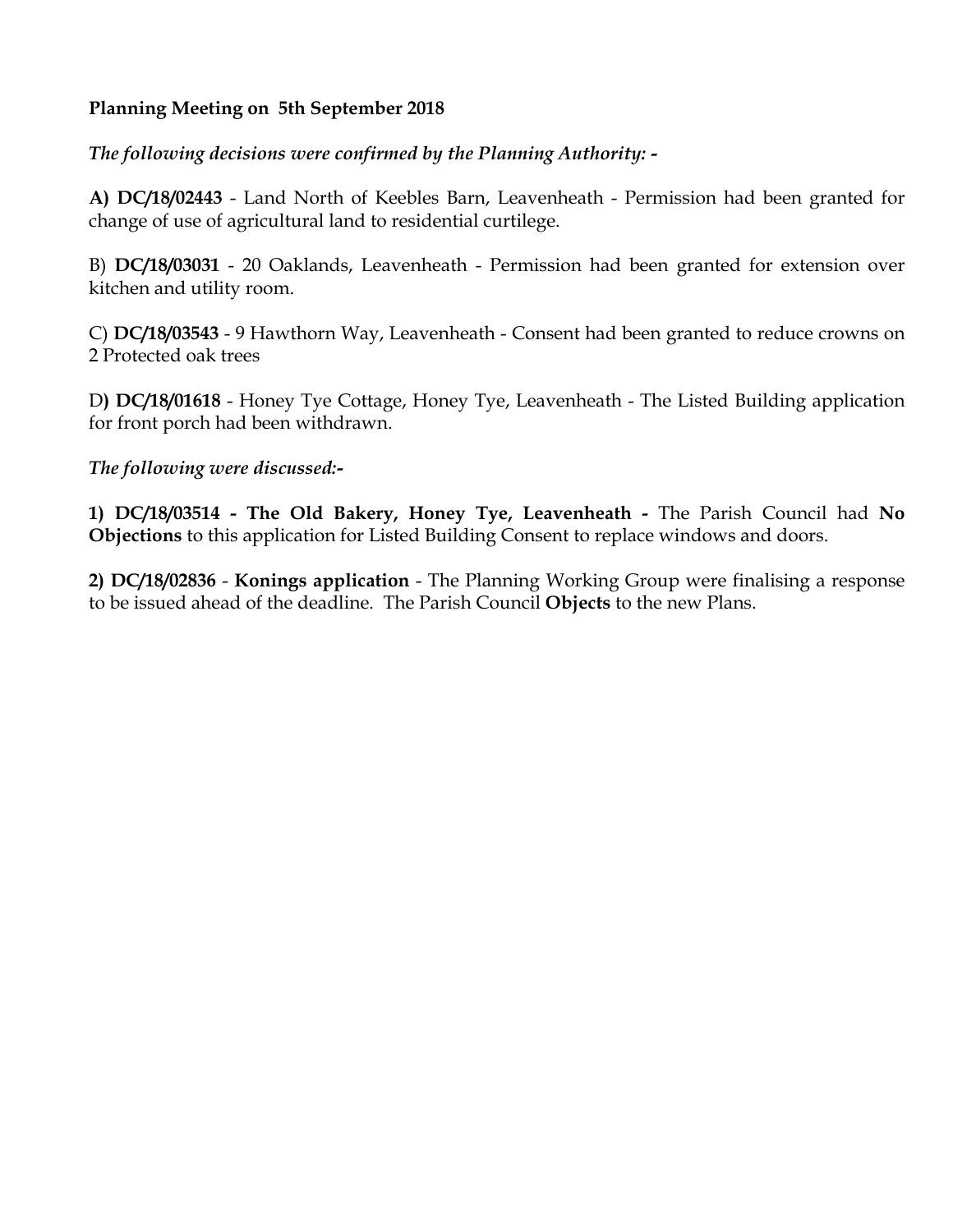**Planning Meeting on 5th September 2018**

***The following decisions were confirmed by the Planning Authority: -***

**A) DC/18/02443** - Land North of Keebles Barn, Leavenheath - Permission had been granted for change of use of agricultural land to residential curtilege.

B) **DC/18/03031** - 20 Oaklands, Leavenheath - Permission had been granted for extension over kitchen and utility room.

C) **DC/18/03543** - 9 Hawthorn Way, Leavenheath - Consent had been granted to reduce crowns on 2 Protected oak trees

D**) DC/18/01618** - Honey Tye Cottage, Honey Tye, Leavenheath - The Listed Building application for front porch had been withdrawn.

***The following were discussed:-***

**1) DC/18/03514 - The Old Bakery, Honey Tye, Leavenheath -** The Parish Council had **No Objections** to this application for Listed Building Consent to replace windows and doors.

**2) DC/18/02836** - **Konings application** - The Planning Working Group were finalising a response to be issued ahead of the deadline. The Parish Council **Objects** to the new Plans.